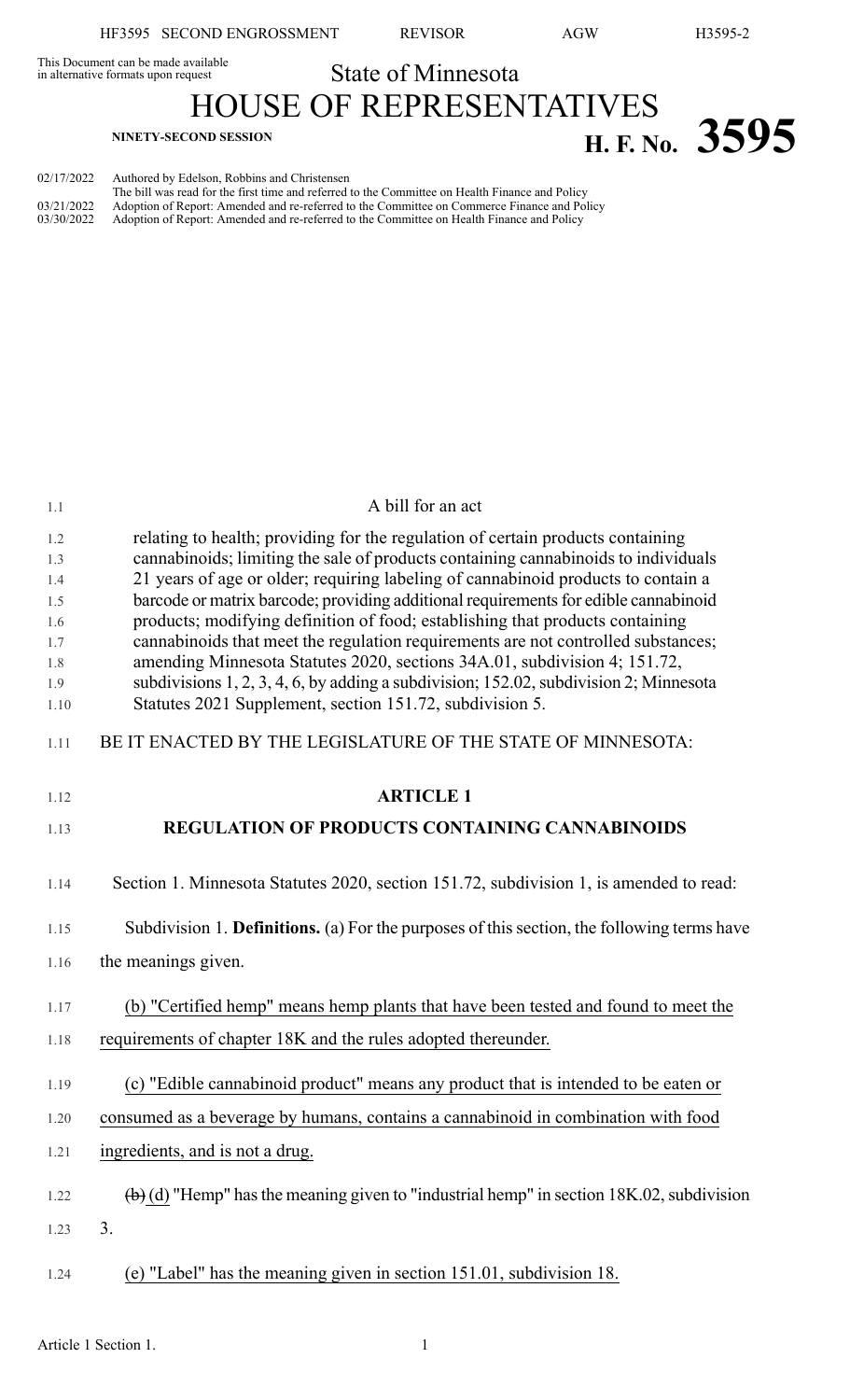This Document can be made available in alternative formats upon request

State of Minnesota

# HOUSE OF REPRESENTATIVES

**NINETY-SECOND SESSION**

**H. F. No. 3595**

02/17/2022 Authored by Edelson, Robbins and Christensen
The bill was read for the first time and referred to the Committee on Health Finance and Policy
03/21/2022 Adoption of Report: Amended and re-referred to the Committee on Commerce Finance and Policy
03/30/2022 Adoption of Report: Amended and re-referred to the Committee on Health Finance and Policy

A bill for an act

relating to health; providing for the regulation of certain products containing cannabinoids; limiting the sale of products containing cannabinoids to individuals 21 years of age or older; requiring labeling of cannabinoid products to contain a barcode or matrix barcode; providing additional requirements for edible cannabinoid products; modifying definition of food; establishing that products containing cannabinoids that meet the regulation requirements are not controlled substances; amending Minnesota Statutes 2020, sections 34A.01, subdivision 4; 151.72, subdivisions 1, 2, 3, 4, 6, by adding a subdivision; 152.02, subdivision 2; Minnesota Statutes 2021 Supplement, section 151.72, subdivision 5.

BE IT ENACTED BY THE LEGISLATURE OF THE STATE OF MINNESOTA:

## ARTICLE 1

## REGULATION OF PRODUCTS CONTAINING CANNABINOIDS

Section 1. Minnesota Statutes 2020, section 151.72, subdivision 1, is amended to read:

Subdivision 1. **Definitions.** (a) For the purposes of this section, the following terms have the meanings given.

(b) "Certified hemp" means hemp plants that have been tested and found to meet the requirements of chapter 18K and the rules adopted thereunder.

(c) "Edible cannabinoid product" means any product that is intended to be eaten or consumed as a beverage by humans, contains a cannabinoid in combination with food ingredients, and is not a drug.

~~(b)~~ (d) "Hemp" has the meaning given to "industrial hemp" in section 18K.02, subdivision 3.

(e) "Label" has the meaning given in section 151.01, subdivision 18.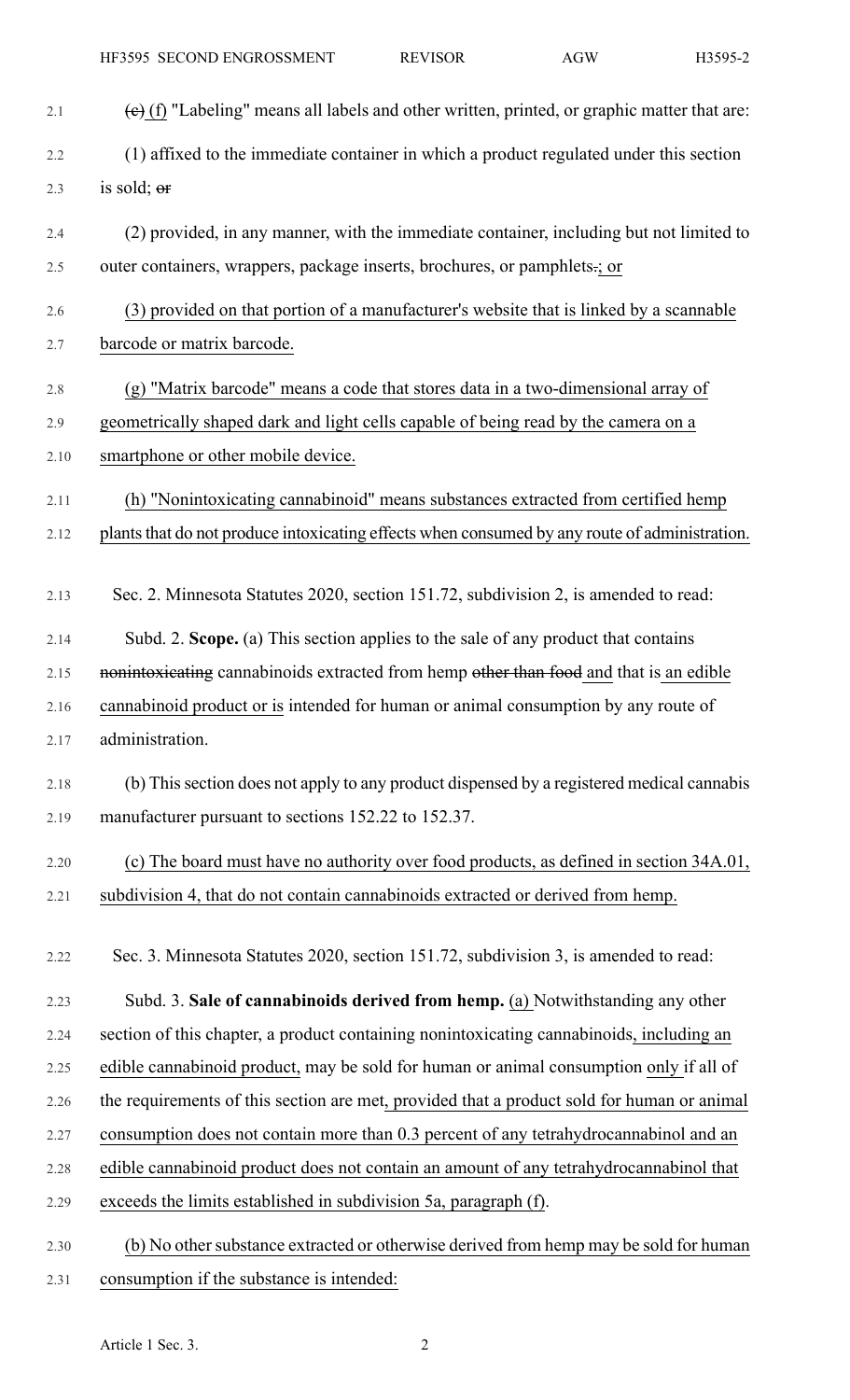~~(e)~~ (f) "Labeling" means all labels and other written, printed, or graphic matter that are:

(1) affixed to the immediate container in which a product regulated under this section is sold; ~~or~~

(2) provided, in any manner, with the immediate container, including but not limited to outer containers, wrappers, package inserts, brochures, or pamphlets~~.~~; or

(3) provided on that portion of a manufacturer's website that is linked by a scannable barcode or matrix barcode.

(g) "Matrix barcode" means a code that stores data in a two-dimensional array of geometrically shaped dark and light cells capable of being read by the camera on a smartphone or other mobile device.

(h) "Nonintoxicating cannabinoid" means substances extracted from certified hemp plants that do not produce intoxicating effects when consumed by any route of administration.

Sec. 2. Minnesota Statutes 2020, section 151.72, subdivision 2, is amended to read:

Subd. 2. **Scope.** (a) This section applies to the sale of any product that contains ~~nonintoxicating~~ cannabinoids extracted from hemp ~~other than food~~ and that is an edible cannabinoid product or is intended for human or animal consumption by any route of administration.

(b) This section does not apply to any product dispensed by a registered medical cannabis manufacturer pursuant to sections 152.22 to 152.37.

(c) The board must have no authority over food products, as defined in section 34A.01, subdivision 4, that do not contain cannabinoids extracted or derived from hemp.

Sec. 3. Minnesota Statutes 2020, section 151.72, subdivision 3, is amended to read:

Subd. 3. **Sale of cannabinoids derived from hemp.** (a) Notwithstanding any other section of this chapter, a product containing nonintoxicating cannabinoids, including an edible cannabinoid product, may be sold for human or animal consumption only if all of the requirements of this section are met, provided that a product sold for human or animal consumption does not contain more than 0.3 percent of any tetrahydrocannabinol and an edible cannabinoid product does not contain an amount of any tetrahydrocannabinol that exceeds the limits established in subdivision 5a, paragraph (f).

(b) No other substance extracted or otherwise derived from hemp may be sold for human consumption if the substance is intended: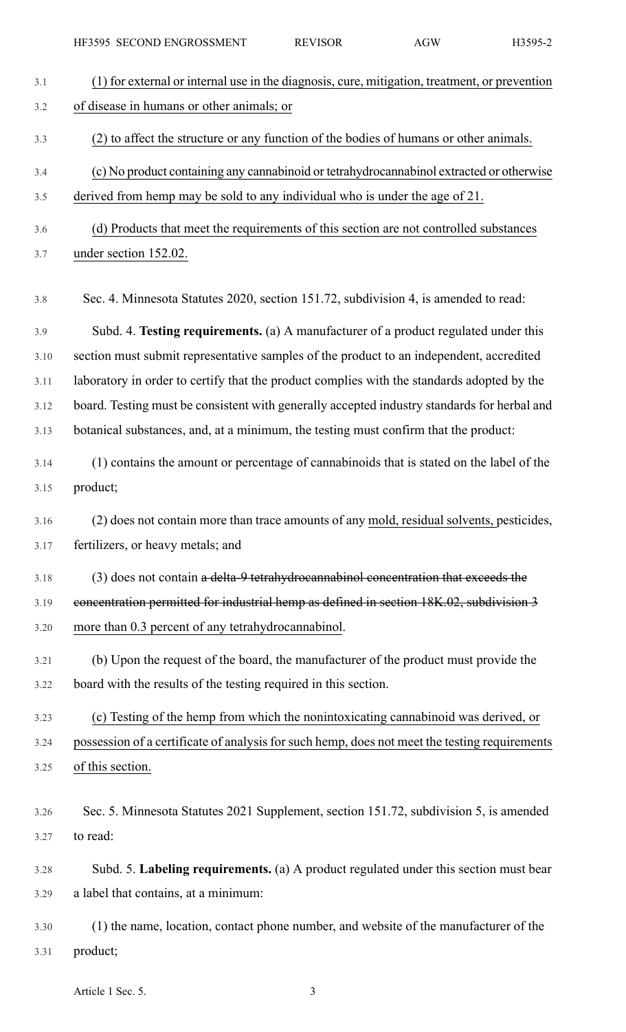(1) for external or internal use in the diagnosis, cure, mitigation, treatment, or prevention of disease in humans or other animals; or

(2) to affect the structure or any function of the bodies of humans or other animals.

(c) No product containing any cannabinoid or tetrahydrocannabinol extracted or otherwise derived from hemp may be sold to any individual who is under the age of 21.

(d) Products that meet the requirements of this section are not controlled substances under section 152.02.

Sec. 4. Minnesota Statutes 2020, section 151.72, subdivision 4, is amended to read:

Subd. 4. **Testing requirements.** (a) A manufacturer of a product regulated under this section must submit representative samples of the product to an independent, accredited laboratory in order to certify that the product complies with the standards adopted by the board. Testing must be consistent with generally accepted industry standards for herbal and botanical substances, and, at a minimum, the testing must confirm that the product:

(1) contains the amount or percentage of cannabinoids that is stated on the label of the product;

(2) does not contain more than trace amounts of any mold, residual solvents, pesticides, fertilizers, or heavy metals; and

(3) does not contain ~~a delta-9 tetrahydrocannabinol concentration that exceeds the concentration permitted for industrial hemp as defined in section 18K.02, subdivision 3~~ more than 0.3 percent of any tetrahydrocannabinol.

(b) Upon the request of the board, the manufacturer of the product must provide the board with the results of the testing required in this section.

(c) Testing of the hemp from which the nonintoxicating cannabinoid was derived, or possession of a certificate of analysis for such hemp, does not meet the testing requirements of this section.

Sec. 5. Minnesota Statutes 2021 Supplement, section 151.72, subdivision 5, is amended to read:

Subd. 5. **Labeling requirements.** (a) A product regulated under this section must bear a label that contains, at a minimum:

(1) the name, location, contact phone number, and website of the manufacturer of the product;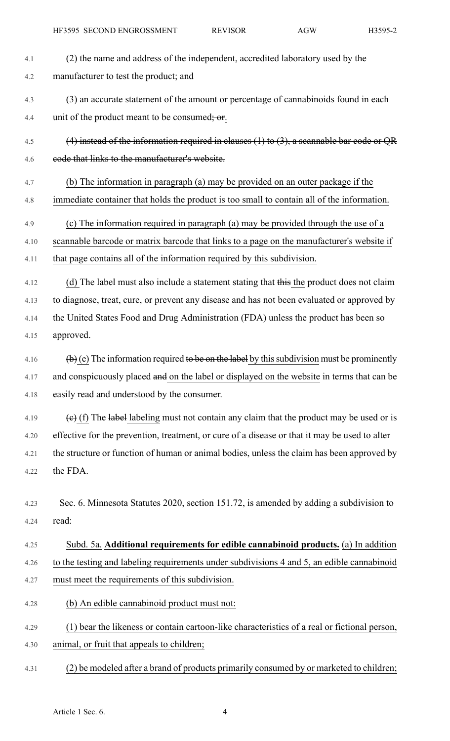(2) the name and address of the independent, accredited laboratory used by the manufacturer to test the product; and

(3) an accurate statement of the amount or percentage of cannabinoids found in each unit of the product meant to be consumed~~; or~~<u>.</u>

~~(4) instead of the information required in clauses (1) to (3), a scannable bar code or QR code that links to the manufacturer's website.~~

<u>(b) The information in paragraph (a) may be provided on an outer package if the immediate container that holds the product is too small to contain all of the information.</u>

<u>(c) The information required in paragraph (a) may be provided through the use of a scannable barcode or matrix barcode that links to a page on the manufacturer's website if that page contains all of the information required by this subdivision.</u>

<u>(d)</u> The label must also include a statement stating that ~~this~~ <u>the</u> product does not claim to diagnose, treat, cure, or prevent any disease and has not been evaluated or approved by the United States Food and Drug Administration (FDA) unless the product has been so approved.

~~(b)~~ <u>(e)</u> The information required ~~to be on the label~~ <u>by this subdivision</u> must be prominently and conspicuously placed ~~and~~ <u>on the label or displayed on the website</u> in terms that can be easily read and understood by the consumer.

~~(c)~~ <u>(f)</u> The ~~label~~ <u>labeling</u> must not contain any claim that the product may be used or is effective for the prevention, treatment, or cure of a disease or that it may be used to alter the structure or function of human or animal bodies, unless the claim has been approved by the FDA.

Sec. 6. Minnesota Statutes 2020, section 151.72, is amended by adding a subdivision to read:

<u>Subd. 5a. **Additional requirements for edible cannabinoid products.** (a) In addition to the testing and labeling requirements under subdivisions 4 and 5, an edible cannabinoid must meet the requirements of this subdivision.</u>

<u>(b) An edible cannabinoid product must not:</u>

<u>(1) bear the likeness or contain cartoon-like characteristics of a real or fictional person, animal, or fruit that appeals to children;</u>

<u>(2) be modeled after a brand of products primarily consumed by or marketed to children;</u>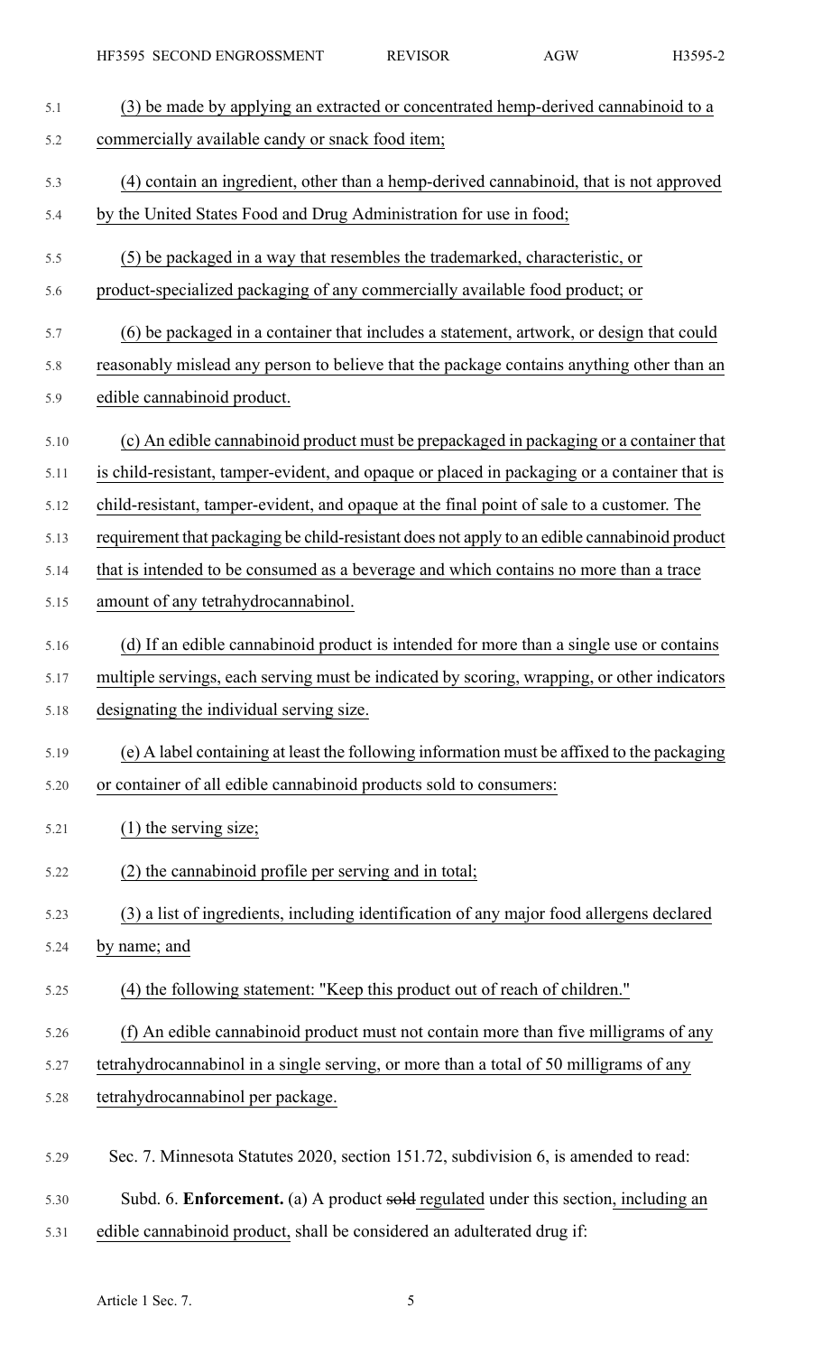(3) be made by applying an extracted or concentrated hemp-derived cannabinoid to a commercially available candy or snack food item;

(4) contain an ingredient, other than a hemp-derived cannabinoid, that is not approved by the United States Food and Drug Administration for use in food;

(5) be packaged in a way that resembles the trademarked, characteristic, or product-specialized packaging of any commercially available food product; or

(6) be packaged in a container that includes a statement, artwork, or design that could reasonably mislead any person to believe that the package contains anything other than an edible cannabinoid product.

(c) An edible cannabinoid product must be prepackaged in packaging or a container that is child-resistant, tamper-evident, and opaque or placed in packaging or a container that is child-resistant, tamper-evident, and opaque at the final point of sale to a customer. The requirement that packaging be child-resistant does not apply to an edible cannabinoid product that is intended to be consumed as a beverage and which contains no more than a trace amount of any tetrahydrocannabinol.

(d) If an edible cannabinoid product is intended for more than a single use or contains multiple servings, each serving must be indicated by scoring, wrapping, or other indicators designating the individual serving size.

(e) A label containing at least the following information must be affixed to the packaging or container of all edible cannabinoid products sold to consumers:

(1) the serving size;

(2) the cannabinoid profile per serving and in total;

(3) a list of ingredients, including identification of any major food allergens declared by name; and

(4) the following statement: "Keep this product out of reach of children."

(f) An edible cannabinoid product must not contain more than five milligrams of any tetrahydrocannabinol in a single serving, or more than a total of 50 milligrams of any tetrahydrocannabinol per package.

Sec. 7. Minnesota Statutes 2020, section 151.72, subdivision 6, is amended to read:

Subd. 6. **Enforcement.** (a) A product ~~sold~~ regulated under this section, including an edible cannabinoid product, shall be considered an adulterated drug if: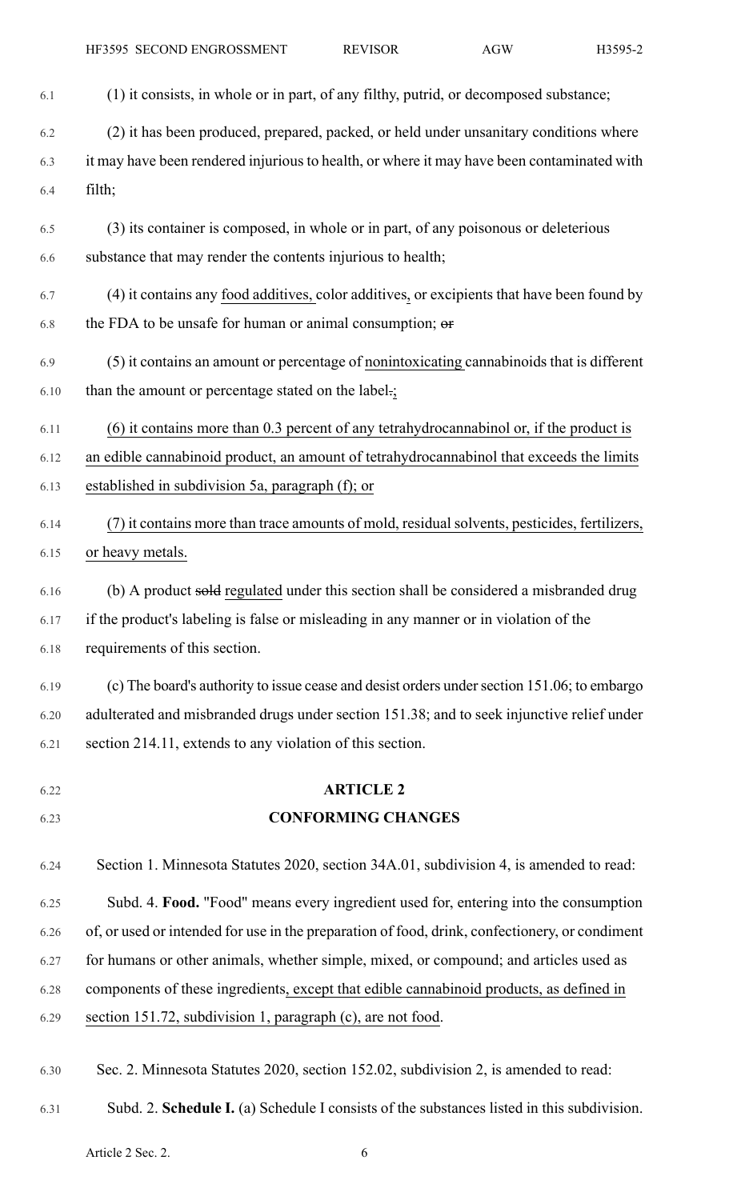(1) it consists, in whole or in part, of any filthy, putrid, or decomposed substance;

(2) it has been produced, prepared, packed, or held under unsanitary conditions where it may have been rendered injurious to health, or where it may have been contaminated with filth;

(3) its container is composed, in whole or in part, of any poisonous or deleterious substance that may render the contents injurious to health;

(4) it contains any food additives, color additives, or excipients that have been found by the FDA to be unsafe for human or animal consumption; ~~or~~

(5) it contains an amount or percentage of nonintoxicating cannabinoids that is different than the amount or percentage stated on the label~~.~~;

(6) it contains more than 0.3 percent of any tetrahydrocannabinol or, if the product is an edible cannabinoid product, an amount of tetrahydrocannabinol that exceeds the limits established in subdivision 5a, paragraph (f); or

(7) it contains more than trace amounts of mold, residual solvents, pesticides, fertilizers, or heavy metals.

(b) A product ~~sold~~ regulated under this section shall be considered a misbranded drug if the product's labeling is false or misleading in any manner or in violation of the requirements of this section.

(c) The board's authority to issue cease and desist orders under section 151.06; to embargo adulterated and misbranded drugs under section 151.38; and to seek injunctive relief under section 214.11, extends to any violation of this section.

## ARTICLE 2

## CONFORMING CHANGES

Section 1. Minnesota Statutes 2020, section 34A.01, subdivision 4, is amended to read:

Subd. 4. **Food.** "Food" means every ingredient used for, entering into the consumption of, or used or intended for use in the preparation of food, drink, confectionery, or condiment for humans or other animals, whether simple, mixed, or compound; and articles used as components of these ingredients, except that edible cannabinoid products, as defined in section 151.72, subdivision 1, paragraph (c), are not food.

Sec. 2. Minnesota Statutes 2020, section 152.02, subdivision 2, is amended to read:

Subd. 2. **Schedule I.** (a) Schedule I consists of the substances listed in this subdivision.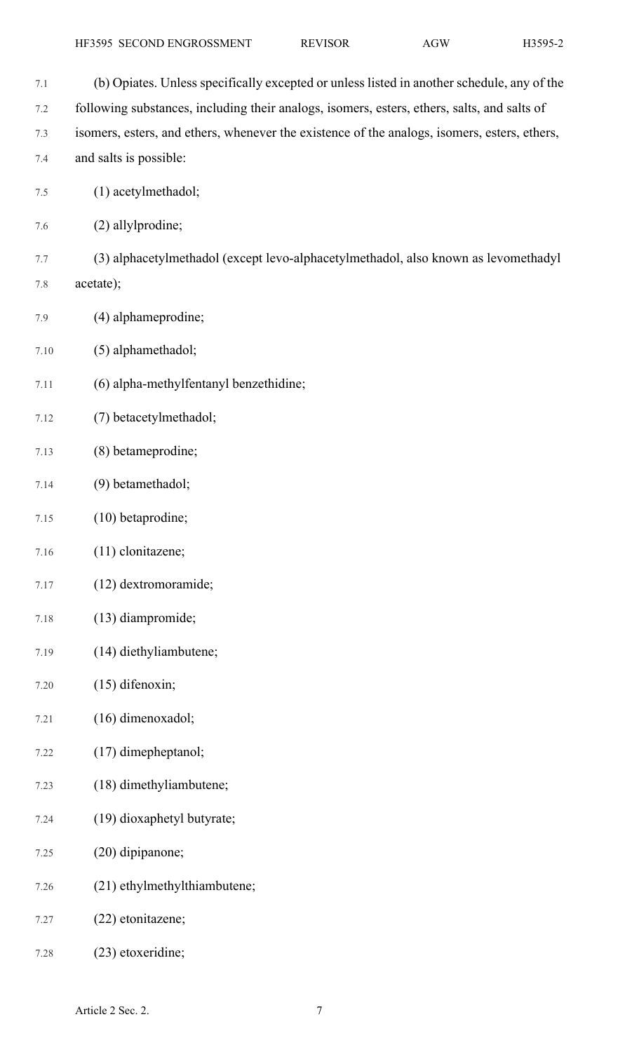(b) Opiates. Unless specifically excepted or unless listed in another schedule, any of the following substances, including their analogs, isomers, esters, ethers, salts, and salts of isomers, esters, and ethers, whenever the existence of the analogs, isomers, esters, ethers, and salts is possible:

(1) acetylmethadol;

(2) allylprodine;

(3) alphacetylmethadol (except levo-alphacetylmethadol, also known as levomethadyl acetate);

(4) alphameprodine;

(5) alphamethadol;

(6) alpha-methylfentanyl benzethidine;

(7) betacetylmethadol;

(8) betameprodine;

(9) betamethadol;

(10) betaprodine;

(11) clonitazene;

(12) dextromoramide;

(13) diampromide;

(14) diethyliambutene;

(15) difenoxin;

(16) dimenoxadol;

(17) dimepheptanol;

(18) dimethyliambutene;

(19) dioxaphetyl butyrate;

(20) dipipanone;

(21) ethylmethylthiambutene;

(22) etonitazene;

(23) etoxeridine;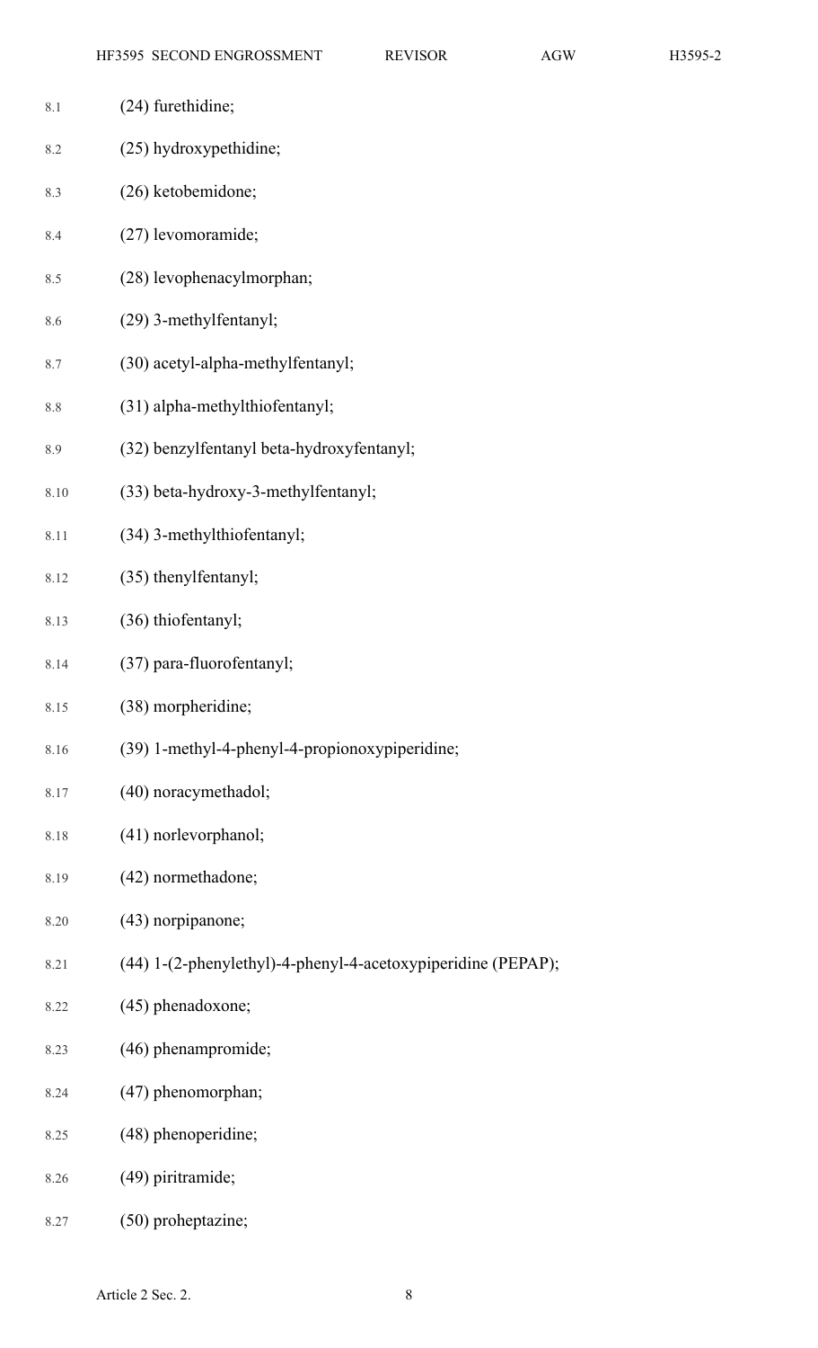(24) furethidine;

(25) hydroxypethidine;

(26) ketobemidone;

(27) levomoramide;

(28) levophenacylmorphan;

(29) 3-methylfentanyl;

(30) acetyl-alpha-methylfentanyl;

(31) alpha-methylthiofentanyl;

(32) benzylfentanyl beta-hydroxyfentanyl;

(33) beta-hydroxy-3-methylfentanyl;

(34) 3-methylthiofentanyl;

(35) thenylfentanyl;

(36) thiofentanyl;

(37) para-fluorofentanyl;

(38) morpheridine;

(39) 1-methyl-4-phenyl-4-propionoxypiperidine;

(40) noracymethadol;

(41) norlevorphanol;

(42) normethadone;

(43) norpipanone;

(44) 1-(2-phenylethyl)-4-phenyl-4-acetoxypiperidine (PEPAP);

(45) phenadoxone;

(46) phenampromide;

(47) phenomorphan;

(48) phenoperidine;

(49) piritramide;

(50) proheptazine;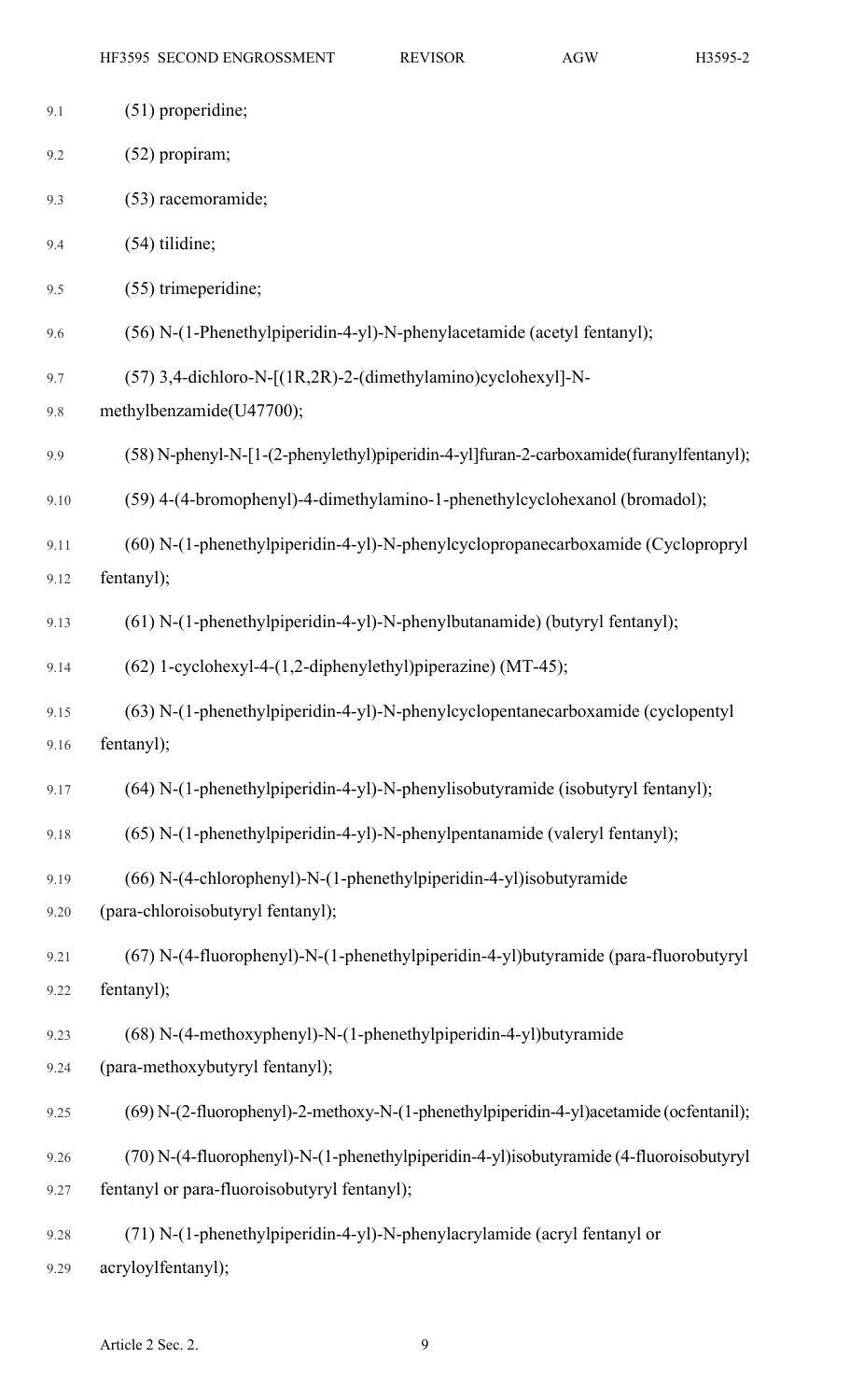(51) properidine;

(52) propiram;

(53) racemoramide;

(54) tilidine;

(55) trimeperidine;

(56) N-(1-Phenethylpiperidin-4-yl)-N-phenylacetamide (acetyl fentanyl);

(57) 3,4-dichloro-N-[(1R,2R)-2-(dimethylamino)cyclohexyl]-N-methylbenzamide(U47700);

(58) N-phenyl-N-[1-(2-phenylethyl)piperidin-4-yl]furan-2-carboxamide(furanylfentanyl);

(59) 4-(4-bromophenyl)-4-dimethylamino-1-phenethylcyclohexanol (bromadol);

(60) N-(1-phenethylpiperidin-4-yl)-N-phenylcyclopropanecarboxamide (Cyclopropryl fentanyl);

(61) N-(1-phenethylpiperidin-4-yl)-N-phenylbutanamide) (butyryl fentanyl);

(62) 1-cyclohexyl-4-(1,2-diphenylethyl)piperazine) (MT-45);

(63) N-(1-phenethylpiperidin-4-yl)-N-phenylcyclopentanecarboxamide (cyclopentyl fentanyl);

(64) N-(1-phenethylpiperidin-4-yl)-N-phenylisobutyramide (isobutyryl fentanyl);

(65) N-(1-phenethylpiperidin-4-yl)-N-phenylpentanamide (valeryl fentanyl);

(66) N-(4-chlorophenyl)-N-(1-phenethylpiperidin-4-yl)isobutyramide (para-chloroisobutyryl fentanyl);

(67) N-(4-fluorophenyl)-N-(1-phenethylpiperidin-4-yl)butyramide (para-fluorobutyryl fentanyl);

(68) N-(4-methoxyphenyl)-N-(1-phenethylpiperidin-4-yl)butyramide (para-methoxybutyryl fentanyl);

(69) N-(2-fluorophenyl)-2-methoxy-N-(1-phenethylpiperidin-4-yl)acetamide (ocfentanil);

(70) N-(4-fluorophenyl)-N-(1-phenethylpiperidin-4-yl)isobutyramide (4-fluoroisobutyryl fentanyl or para-fluoroisobutyryl fentanyl);

(71) N-(1-phenethylpiperidin-4-yl)-N-phenylacrylamide (acryl fentanyl or acryloylfentanyl);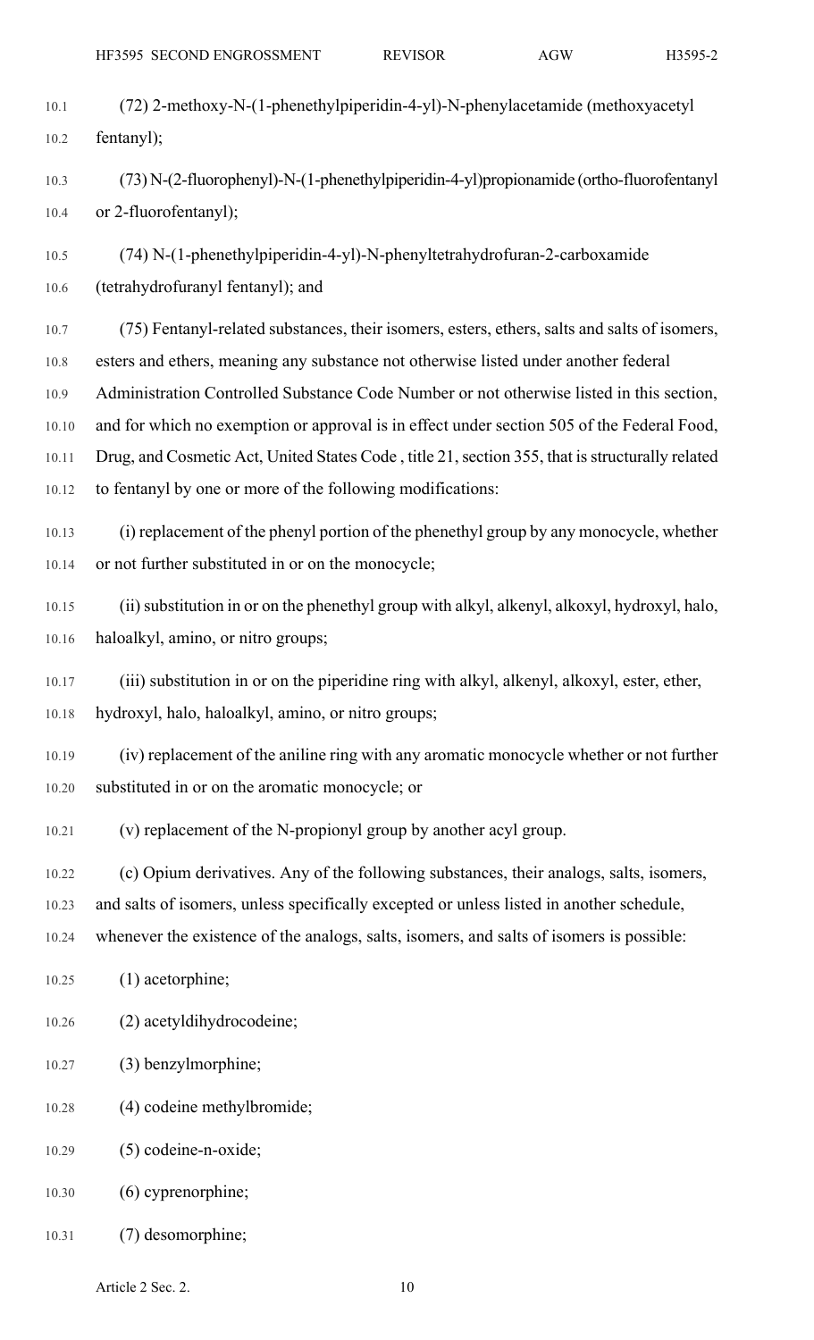(72) 2-methoxy-N-(1-phenethylpiperidin-4-yl)-N-phenylacetamide (methoxyacetyl fentanyl);

(73) N-(2-fluorophenyl)-N-(1-phenethylpiperidin-4-yl)propionamide (ortho-fluorofentanyl or 2-fluorofentanyl);

(74) N-(1-phenethylpiperidin-4-yl)-N-phenyltetrahydrofuran-2-carboxamide (tetrahydrofuranyl fentanyl); and

(75) Fentanyl-related substances, their isomers, esters, ethers, salts and salts of isomers, esters and ethers, meaning any substance not otherwise listed under another federal Administration Controlled Substance Code Number or not otherwise listed in this section, and for which no exemption or approval is in effect under section 505 of the Federal Food, Drug, and Cosmetic Act, United States Code , title 21, section 355, that is structurally related to fentanyl by one or more of the following modifications:

(i) replacement of the phenyl portion of the phenethyl group by any monocycle, whether or not further substituted in or on the monocycle;

(ii) substitution in or on the phenethyl group with alkyl, alkenyl, alkoxyl, hydroxyl, halo, haloalkyl, amino, or nitro groups;

(iii) substitution in or on the piperidine ring with alkyl, alkenyl, alkoxyl, ester, ether, hydroxyl, halo, haloalkyl, amino, or nitro groups;

(iv) replacement of the aniline ring with any aromatic monocycle whether or not further substituted in or on the aromatic monocycle; or

(v) replacement of the N-propionyl group by another acyl group.

(c) Opium derivatives. Any of the following substances, their analogs, salts, isomers, and salts of isomers, unless specifically excepted or unless listed in another schedule, whenever the existence of the analogs, salts, isomers, and salts of isomers is possible:

(1) acetorphine;

(2) acetyldihydrocodeine;

(3) benzylmorphine;

(4) codeine methylbromide;

(5) codeine-n-oxide;

(6) cyprenorphine;

(7) desomorphine;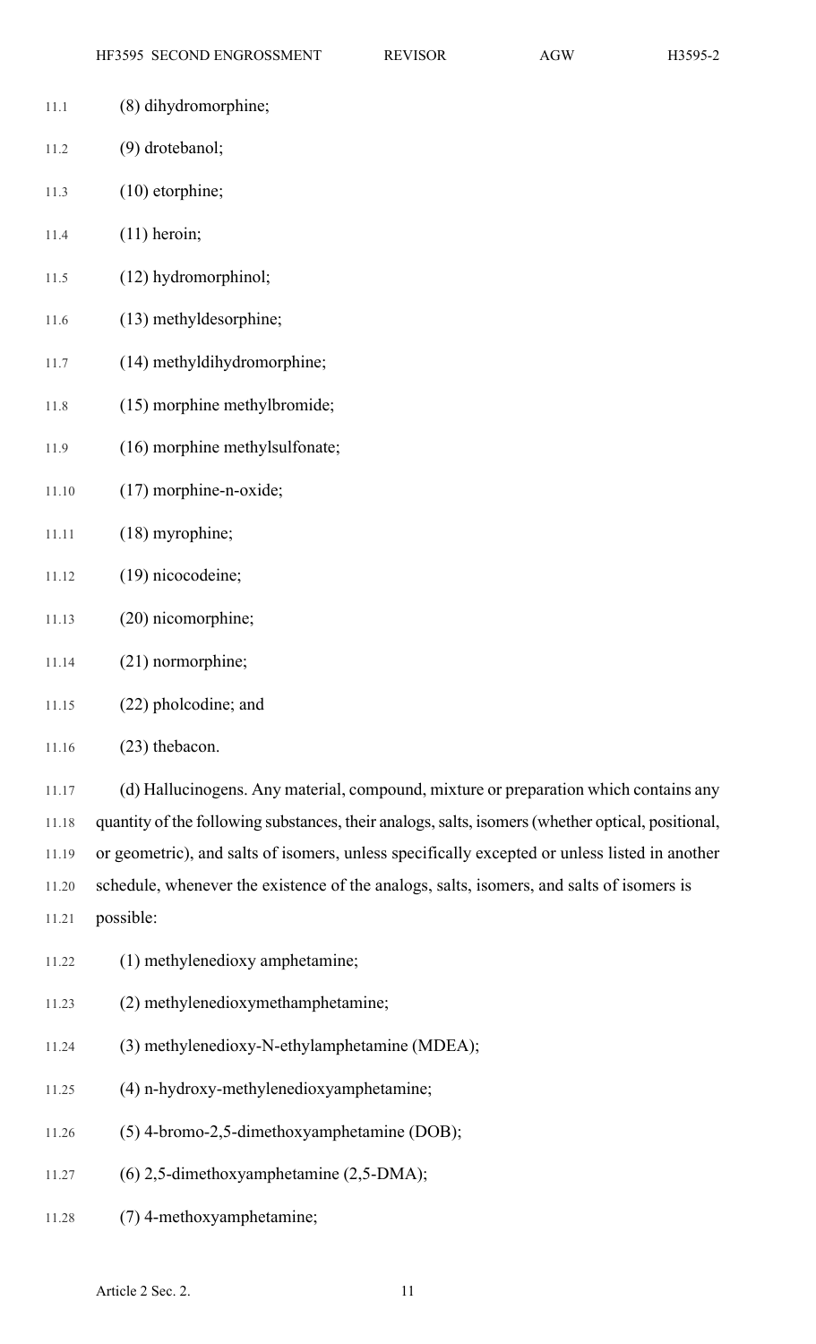(8) dihydromorphine;

(9) drotebanol;

(10) etorphine;

(11) heroin;

(12) hydromorphinol;

(13) methyldesorphine;

(14) methyldihydromorphine;

(15) morphine methylbromide;

(16) morphine methylsulfonate;

(17) morphine-n-oxide;

(18) myrophine;

(19) nicocodeine;

(20) nicomorphine;

(21) normorphine;

(22) pholcodine; and

(23) thebacon.

(d) Hallucinogens. Any material, compound, mixture or preparation which contains any quantity of the following substances, their analogs, salts, isomers (whether optical, positional, or geometric), and salts of isomers, unless specifically excepted or unless listed in another schedule, whenever the existence of the analogs, salts, isomers, and salts of isomers is possible:

(1) methylenedioxy amphetamine;

(2) methylenedioxymethamphetamine;

(3) methylenedioxy-N-ethylamphetamine (MDEA);

(4) n-hydroxy-methylenedioxyamphetamine;

(5) 4-bromo-2,5-dimethoxyamphetamine (DOB);

(6) 2,5-dimethoxyamphetamine (2,5-DMA);

(7) 4-methoxyamphetamine;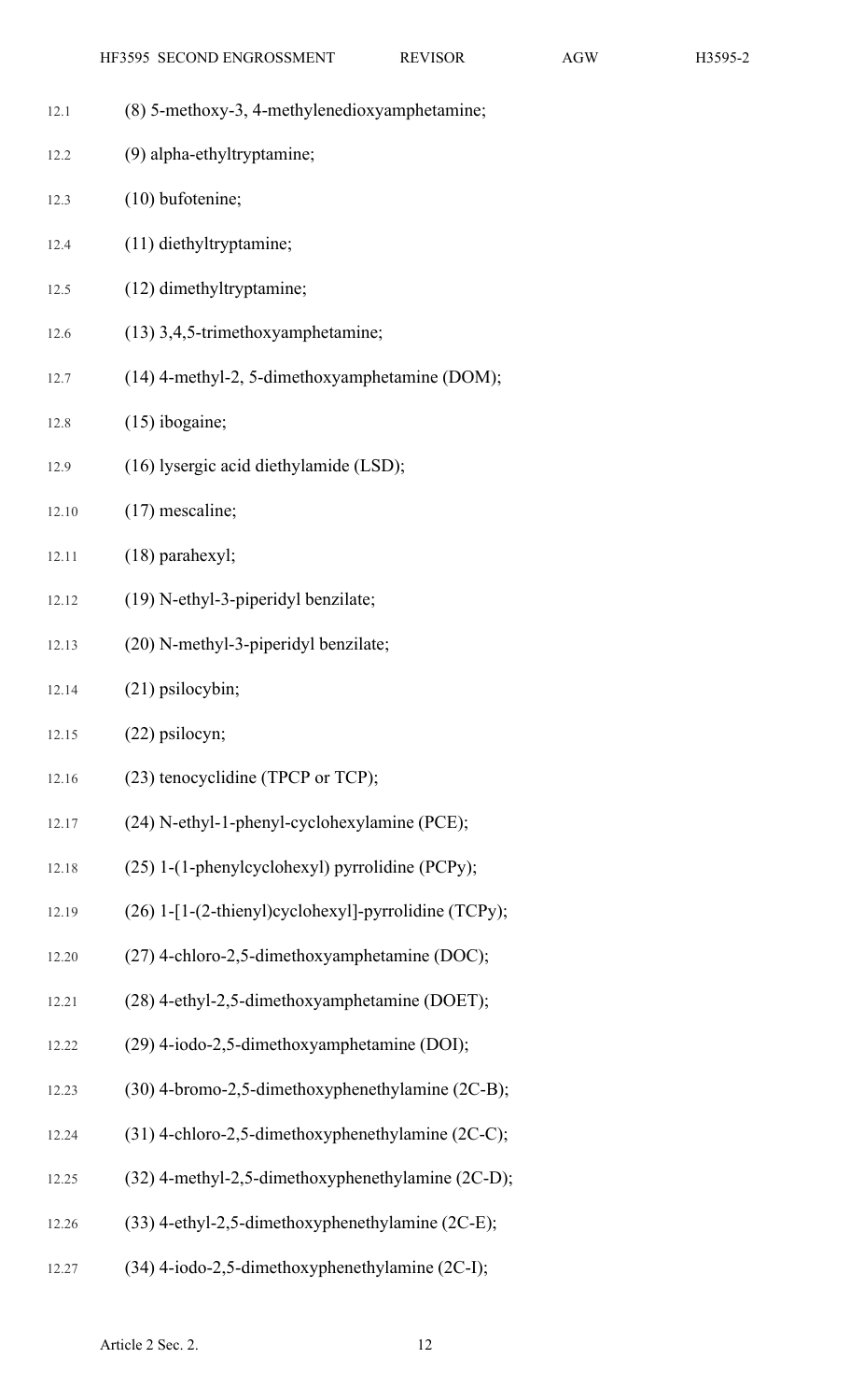(8) 5-methoxy-3, 4-methylenedioxyamphetamine;

(9) alpha-ethyltryptamine;

(10) bufotenine;

(11) diethyltryptamine;

(12) dimethyltryptamine;

(13) 3,4,5-trimethoxyamphetamine;

(14) 4-methyl-2, 5-dimethoxyamphetamine (DOM);

(15) ibogaine;

(16) lysergic acid diethylamide (LSD);

(17) mescaline;

(18) parahexyl;

(19) N-ethyl-3-piperidyl benzilate;

(20) N-methyl-3-piperidyl benzilate;

(21) psilocybin;

(22) psilocyn;

(23) tenocyclidine (TPCP or TCP);

(24) N-ethyl-1-phenyl-cyclohexylamine (PCE);

(25) 1-(1-phenylcyclohexyl) pyrrolidine (PCPy);

(26) 1-[1-(2-thienyl)cyclohexyl]-pyrrolidine (TCPy);

(27) 4-chloro-2,5-dimethoxyamphetamine (DOC);

(28) 4-ethyl-2,5-dimethoxyamphetamine (DOET);

(29) 4-iodo-2,5-dimethoxyamphetamine (DOI);

(30) 4-bromo-2,5-dimethoxyphenethylamine (2C-B);

(31) 4-chloro-2,5-dimethoxyphenethylamine (2C-C);

(32) 4-methyl-2,5-dimethoxyphenethylamine (2C-D);

(33) 4-ethyl-2,5-dimethoxyphenethylamine (2C-E);

(34) 4-iodo-2,5-dimethoxyphenethylamine (2C-I);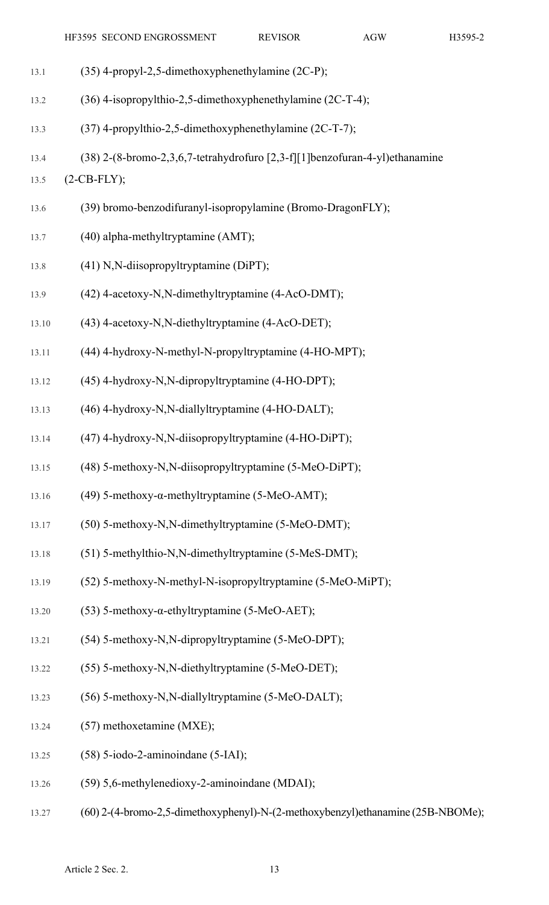(35) 4-propyl-2,5-dimethoxyphenethylamine (2C-P);

(36) 4-isopropylthio-2,5-dimethoxyphenethylamine (2C-T-4);

(37) 4-propylthio-2,5-dimethoxyphenethylamine (2C-T-7);

(38) 2-(8-bromo-2,3,6,7-tetrahydrofuro [2,3-f][1]benzofuran-4-yl)ethanamine (2-CB-FLY);

(39) bromo-benzodifuranyl-isopropylamine (Bromo-DragonFLY);

(40) alpha-methyltryptamine (AMT);

(41) N,N-diisopropyltryptamine (DiPT);

(42) 4-acetoxy-N,N-dimethyltryptamine (4-AcO-DMT);

(43) 4-acetoxy-N,N-diethyltryptamine (4-AcO-DET);

(44) 4-hydroxy-N-methyl-N-propyltryptamine (4-HO-MPT);

(45) 4-hydroxy-N,N-dipropyltryptamine (4-HO-DPT);

(46) 4-hydroxy-N,N-diallyltryptamine (4-HO-DALT);

(47) 4-hydroxy-N,N-diisopropyltryptamine (4-HO-DiPT);

(48) 5-methoxy-N,N-diisopropyltryptamine (5-MeO-DiPT);

(49) 5-methoxy-α-methyltryptamine (5-MeO-AMT);

(50) 5-methoxy-N,N-dimethyltryptamine (5-MeO-DMT);

(51) 5-methylthio-N,N-dimethyltryptamine (5-MeS-DMT);

(52) 5-methoxy-N-methyl-N-isopropyltryptamine (5-MeO-MiPT);

(53) 5-methoxy-α-ethyltryptamine (5-MeO-AET);

(54) 5-methoxy-N,N-dipropyltryptamine (5-MeO-DPT);

(55) 5-methoxy-N,N-diethyltryptamine (5-MeO-DET);

(56) 5-methoxy-N,N-diallyltryptamine (5-MeO-DALT);

(57) methoxetamine (MXE);

(58) 5-iodo-2-aminoindane (5-IAI);

(59) 5,6-methylenedioxy-2-aminoindane (MDAI);

(60) 2-(4-bromo-2,5-dimethoxyphenyl)-N-(2-methoxybenzyl)ethanamine (25B-NBOMe);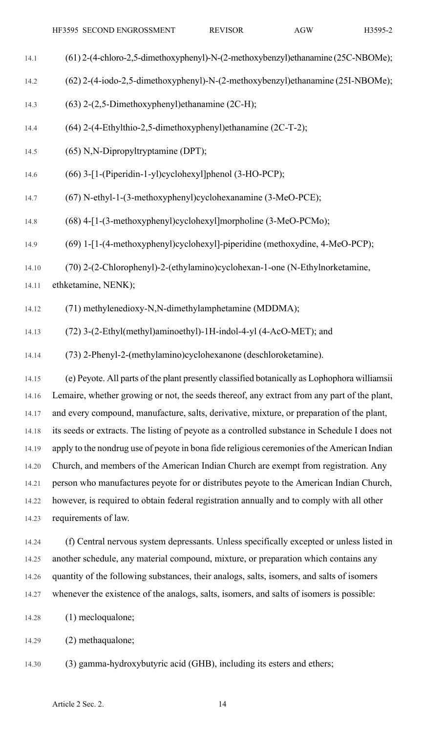(61) 2-(4-chloro-2,5-dimethoxyphenyl)-N-(2-methoxybenzyl)ethanamine (25C-NBOMe);

(62) 2-(4-iodo-2,5-dimethoxyphenyl)-N-(2-methoxybenzyl)ethanamine (25I-NBOMe);

(63) 2-(2,5-Dimethoxyphenyl)ethanamine (2C-H);

(64) 2-(4-Ethylthio-2,5-dimethoxyphenyl)ethanamine (2C-T-2);

(65) N,N-Dipropyltryptamine (DPT);

(66) 3-[1-(Piperidin-1-yl)cyclohexyl]phenol (3-HO-PCP);

(67) N-ethyl-1-(3-methoxyphenyl)cyclohexanamine (3-MeO-PCE);

(68) 4-[1-(3-methoxyphenyl)cyclohexyl]morpholine (3-MeO-PCMo);

(69) 1-[1-(4-methoxyphenyl)cyclohexyl]-piperidine (methoxydine, 4-MeO-PCP);

(70) 2-(2-Chlorophenyl)-2-(ethylamino)cyclohexan-1-one (N-Ethylnorketamine, ethketamine, NENK);

(71) methylenedioxy-N,N-dimethylamphetamine (MDDMA);

(72) 3-(2-Ethyl(methyl)aminoethyl)-1H-indol-4-yl (4-AcO-MET); and

(73) 2-Phenyl-2-(methylamino)cyclohexanone (deschloroketamine).

(e) Peyote. All parts of the plant presently classified botanically as Lophophora williamsii Lemaire, whether growing or not, the seeds thereof, any extract from any part of the plant, and every compound, manufacture, salts, derivative, mixture, or preparation of the plant, its seeds or extracts. The listing of peyote as a controlled substance in Schedule I does not apply to the nondrug use of peyote in bona fide religious ceremonies of the American Indian Church, and members of the American Indian Church are exempt from registration. Any person who manufactures peyote for or distributes peyote to the American Indian Church, however, is required to obtain federal registration annually and to comply with all other requirements of law.

(f) Central nervous system depressants. Unless specifically excepted or unless listed in another schedule, any material compound, mixture, or preparation which contains any quantity of the following substances, their analogs, salts, isomers, and salts of isomers whenever the existence of the analogs, salts, isomers, and salts of isomers is possible:

(1) mecloqualone;

(2) methaqualone;

(3) gamma-hydroxybutyric acid (GHB), including its esters and ethers;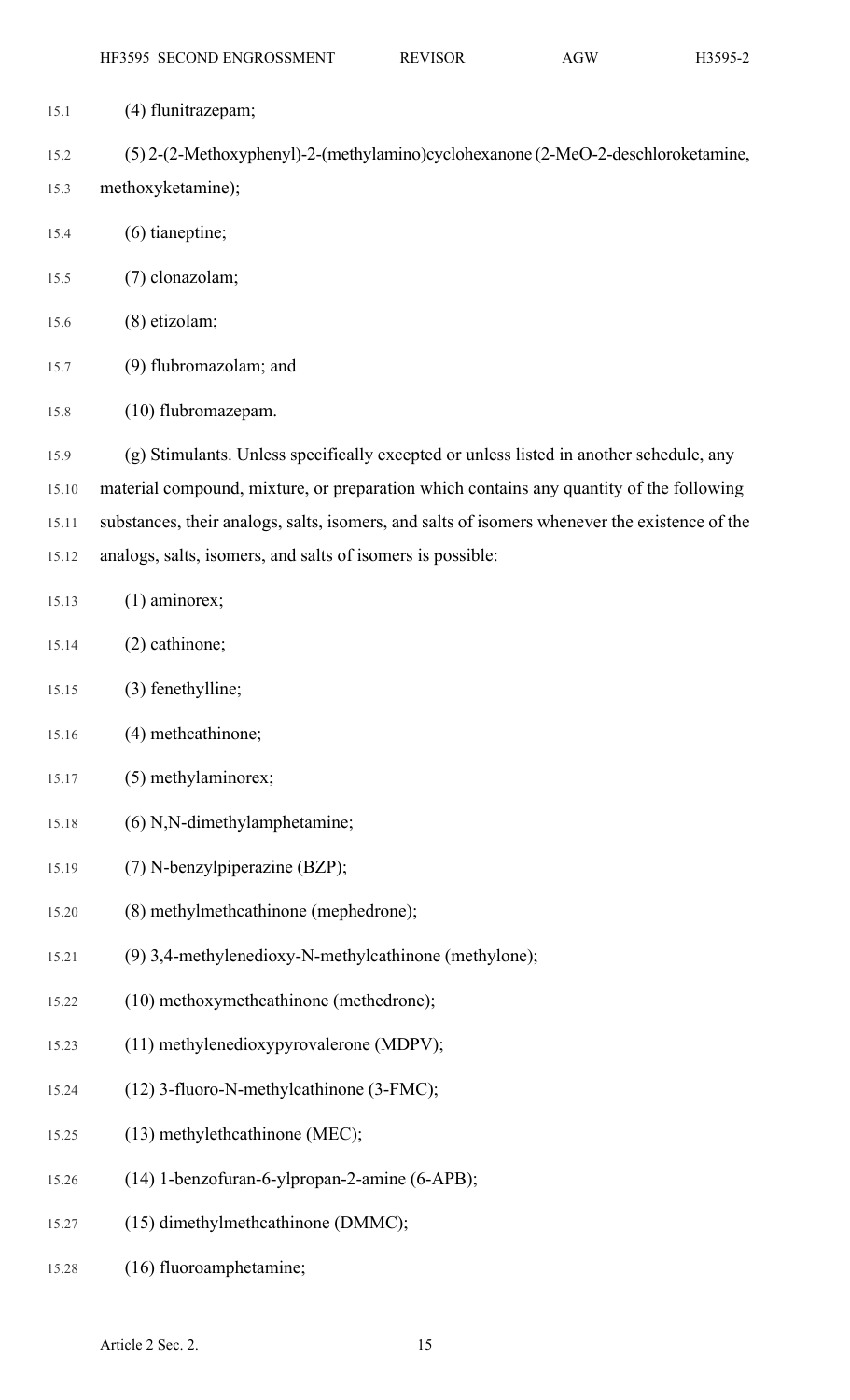(4) flunitrazepam;

(5) 2-(2-Methoxyphenyl)-2-(methylamino)cyclohexanone (2-MeO-2-deschloroketamine, methoxyketamine);

(6) tianeptine;

(7) clonazolam;

(8) etizolam;

(9) flubromazolam; and

(10) flubromazepam.

(g) Stimulants. Unless specifically excepted or unless listed in another schedule, any material compound, mixture, or preparation which contains any quantity of the following substances, their analogs, salts, isomers, and salts of isomers whenever the existence of the analogs, salts, isomers, and salts of isomers is possible:

(1) aminorex;

(2) cathinone;

(3) fenethylline;

(4) methcathinone;

(5) methylaminorex;

(6) N,N-dimethylamphetamine;

(7) N-benzylpiperazine (BZP);

(8) methylmethcathinone (mephedrone);

(9) 3,4-methylenedioxy-N-methylcathinone (methylone);

(10) methoxymethcathinone (methedrone);

(11) methylenedioxypyrovalerone (MDPV);

(12) 3-fluoro-N-methylcathinone (3-FMC);

(13) methylethcathinone (MEC);

(14) 1-benzofuran-6-ylpropan-2-amine (6-APB);

(15) dimethylmethcathinone (DMMC);

(16) fluoroamphetamine;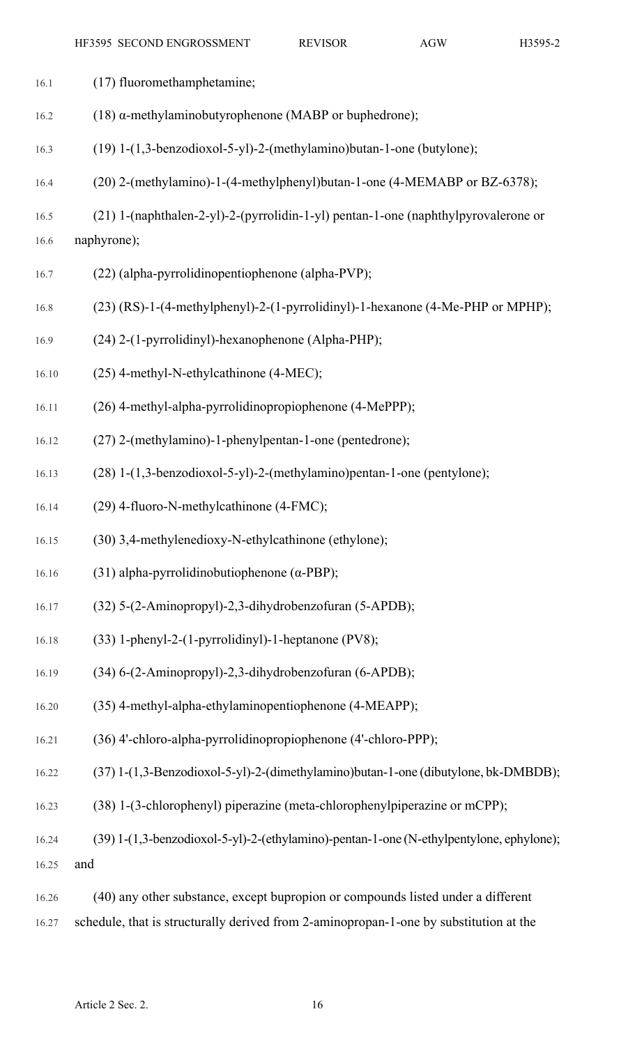(17) fluoromethamphetamine;

(18) α-methylaminobutyrophenone (MABP or buphedrone);

(19) 1-(1,3-benzodioxol-5-yl)-2-(methylamino)butan-1-one (butylone);

(20) 2-(methylamino)-1-(4-methylphenyl)butan-1-one (4-MEMABP or BZ-6378);

(21) 1-(naphthalen-2-yl)-2-(pyrrolidin-1-yl) pentan-1-one (naphthylpyrovalerone or naphyrone);

(22) (alpha-pyrrolidinopentiophenone (alpha-PVP);

(23) (RS)-1-(4-methylphenyl)-2-(1-pyrrolidinyl)-1-hexanone (4-Me-PHP or MPHP);

(24) 2-(1-pyrrolidinyl)-hexanophenone (Alpha-PHP);

(25) 4-methyl-N-ethylcathinone (4-MEC);

(26) 4-methyl-alpha-pyrrolidinopropiophenone (4-MePPP);

(27) 2-(methylamino)-1-phenylpentan-1-one (pentedrone);

(28) 1-(1,3-benzodioxol-5-yl)-2-(methylamino)pentan-1-one (pentylone);

(29) 4-fluoro-N-methylcathinone (4-FMC);

(30) 3,4-methylenedioxy-N-ethylcathinone (ethylone);

(31) alpha-pyrrolidinobutiophenone (α-PBP);

(32) 5-(2-Aminopropyl)-2,3-dihydrobenzofuran (5-APDB);

(33) 1-phenyl-2-(1-pyrrolidinyl)-1-heptanone (PV8);

(34) 6-(2-Aminopropyl)-2,3-dihydrobenzofuran (6-APDB);

(35) 4-methyl-alpha-ethylaminopentiophenone (4-MEAPP);

(36) 4'-chloro-alpha-pyrrolidinopropiophenone (4'-chloro-PPP);

(37) 1-(1,3-Benzodioxol-5-yl)-2-(dimethylamino)butan-1-one (dibutylone, bk-DMBDB);

(38) 1-(3-chlorophenyl) piperazine (meta-chlorophenylpiperazine or mCPP);

(39) 1-(1,3-benzodioxol-5-yl)-2-(ethylamino)-pentan-1-one (N-ethylpentylone, ephylone); and

(40) any other substance, except bupropion or compounds listed under a different schedule, that is structurally derived from 2-aminopropan-1-one by substitution at the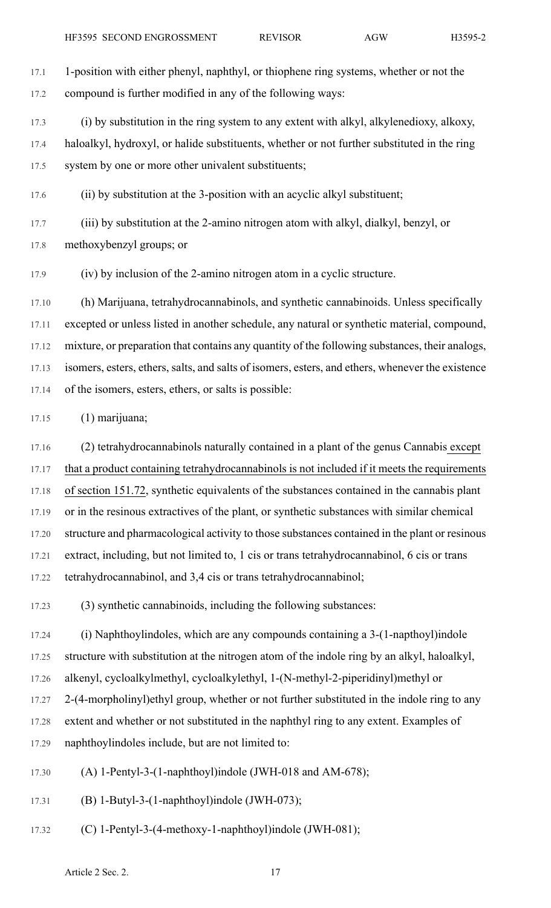1-position with either phenyl, naphthyl, or thiophene ring systems, whether or not the compound is further modified in any of the following ways:

(i) by substitution in the ring system to any extent with alkyl, alkylenedioxy, alkoxy, haloalkyl, hydroxyl, or halide substituents, whether or not further substituted in the ring system by one or more other univalent substituents;

(ii) by substitution at the 3-position with an acyclic alkyl substituent;

(iii) by substitution at the 2-amino nitrogen atom with alkyl, dialkyl, benzyl, or methoxybenzyl groups; or

(iv) by inclusion of the 2-amino nitrogen atom in a cyclic structure.

(h) Marijuana, tetrahydrocannabinols, and synthetic cannabinoids. Unless specifically excepted or unless listed in another schedule, any natural or synthetic material, compound, mixture, or preparation that contains any quantity of the following substances, their analogs, isomers, esters, ethers, salts, and salts of isomers, esters, and ethers, whenever the existence of the isomers, esters, ethers, or salts is possible:

(1) marijuana;

(2) tetrahydrocannabinols naturally contained in a plant of the genus Cannabis except that a product containing tetrahydrocannabinols is not included if it meets the requirements of section 151.72, synthetic equivalents of the substances contained in the cannabis plant or in the resinous extractives of the plant, or synthetic substances with similar chemical structure and pharmacological activity to those substances contained in the plant or resinous extract, including, but not limited to, 1 cis or trans tetrahydrocannabinol, 6 cis or trans tetrahydrocannabinol, and 3,4 cis or trans tetrahydrocannabinol;

(3) synthetic cannabinoids, including the following substances:

(i) Naphthoylindoles, which are any compounds containing a 3-(1-napthoyl)indole structure with substitution at the nitrogen atom of the indole ring by an alkyl, haloalkyl, alkenyl, cycloalkylmethyl, cycloalkylethyl, 1-(N-methyl-2-piperidinyl)methyl or 2-(4-morpholinyl)ethyl group, whether or not further substituted in the indole ring to any extent and whether or not substituted in the naphthyl ring to any extent. Examples of naphthoylindoles include, but are not limited to:

(A) 1-Pentyl-3-(1-naphthoyl)indole (JWH-018 and AM-678);

(B) 1-Butyl-3-(1-naphthoyl)indole (JWH-073);

(C) 1-Pentyl-3-(4-methoxy-1-naphthoyl)indole (JWH-081);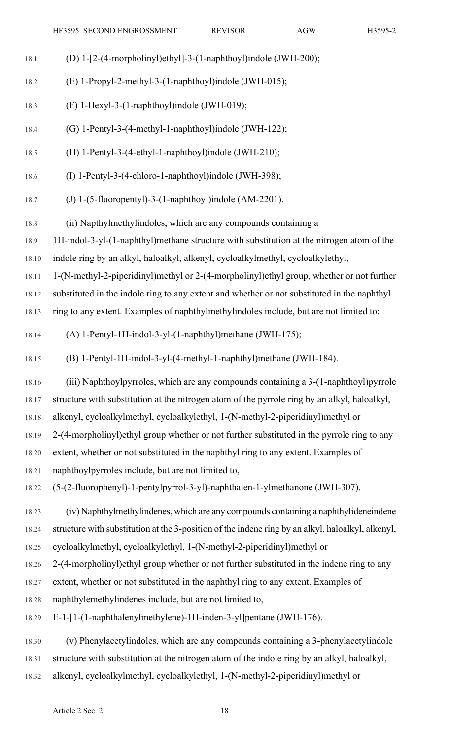(D) 1-[2-(4-morpholinyl)ethyl]-3-(1-naphthoyl)indole (JWH-200);

(E) 1-Propyl-2-methyl-3-(1-naphthoyl)indole (JWH-015);

(F) 1-Hexyl-3-(1-naphthoyl)indole (JWH-019);

(G) 1-Pentyl-3-(4-methyl-1-naphthoyl)indole (JWH-122);

(H) 1-Pentyl-3-(4-ethyl-1-naphthoyl)indole (JWH-210);

(I) 1-Pentyl-3-(4-chloro-1-naphthoyl)indole (JWH-398);

(J) 1-(5-fluoropentyl)-3-(1-naphthoyl)indole (AM-2201).

(ii) Napthylmethylindoles, which are any compounds containing a 1H-indol-3-yl-(1-naphthyl)methane structure with substitution at the nitrogen atom of the indole ring by an alkyl, haloalkyl, alkenyl, cycloalkylmethyl, cycloalkylethyl, 1-(N-methyl-2-piperidinyl)methyl or 2-(4-morpholinyl)ethyl group, whether or not further substituted in the indole ring to any extent and whether or not substituted in the naphthyl ring to any extent. Examples of naphthylmethylindoles include, but are not limited to:

(A) 1-Pentyl-1H-indol-3-yl-(1-naphthyl)methane (JWH-175);

(B) 1-Pentyl-1H-indol-3-yl-(4-methyl-1-naphthyl)methane (JWH-184).

(iii) Naphthoylpyrroles, which are any compounds containing a 3-(1-naphthoyl)pyrrole structure with substitution at the nitrogen atom of the pyrrole ring by an alkyl, haloalkyl, alkenyl, cycloalkylmethyl, cycloalkylethyl, 1-(N-methyl-2-piperidinyl)methyl or 2-(4-morpholinyl)ethyl group whether or not further substituted in the pyrrole ring to any extent, whether or not substituted in the naphthyl ring to any extent. Examples of naphthoylpyrroles include, but are not limited to, (5-(2-fluorophenyl)-1-pentylpyrrol-3-yl)-naphthalen-1-ylmethanone (JWH-307).

(iv) Naphthylmethylindenes, which are any compounds containing a naphthylideneindene structure with substitution at the 3-position of the indene ring by an alkyl, haloalkyl, alkenyl, cycloalkylmethyl, cycloalkylethyl, 1-(N-methyl-2-piperidinyl)methyl or 2-(4-morpholinyl)ethyl group whether or not further substituted in the indene ring to any extent, whether or not substituted in the naphthyl ring to any extent. Examples of naphthylemethylindenes include, but are not limited to, E-1-[1-(1-naphthalenylmethylene)-1H-inden-3-yl]pentane (JWH-176).

(v) Phenylacetylindoles, which are any compounds containing a 3-phenylacetylindole structure with substitution at the nitrogen atom of the indole ring by an alkyl, haloalkyl, alkenyl, cycloalkylmethyl, cycloalkylethyl, 1-(N-methyl-2-piperidinyl)methyl or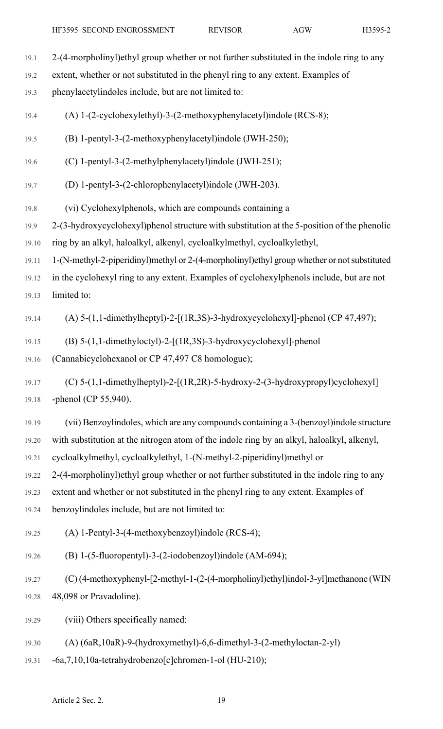2-(4-morpholinyl)ethyl group whether or not further substituted in the indole ring to any extent, whether or not substituted in the phenyl ring to any extent. Examples of phenylacetylindoles include, but are not limited to:

(A) 1-(2-cyclohexylethyl)-3-(2-methoxyphenylacetyl)indole (RCS-8);

(B) 1-pentyl-3-(2-methoxyphenylacetyl)indole (JWH-250);

(C) 1-pentyl-3-(2-methylphenylacetyl)indole (JWH-251);

(D) 1-pentyl-3-(2-chlorophenylacetyl)indole (JWH-203).

(vi) Cyclohexylphenols, which are compounds containing a 2-(3-hydroxycyclohexyl)phenol structure with substitution at the 5-position of the phenolic ring by an alkyl, haloalkyl, alkenyl, cycloalkylmethyl, cycloalkylethyl, 1-(N-methyl-2-piperidinyl)methyl or 2-(4-morpholinyl)ethyl group whether or not substituted in the cyclohexyl ring to any extent. Examples of cyclohexylphenols include, but are not limited to:

(A) 5-(1,1-dimethylheptyl)-2-[(1R,3S)-3-hydroxycyclohexyl]-phenol (CP 47,497);

(B) 5-(1,1-dimethyloctyl)-2-[(1R,3S)-3-hydroxycyclohexyl]-phenol (Cannabicyclohexanol or CP 47,497 C8 homologue);

(C) 5-(1,1-dimethylheptyl)-2-[(1R,2R)-5-hydroxy-2-(3-hydroxypropyl)cyclohexyl]-phenol (CP 55,940).

(vii) Benzoylindoles, which are any compounds containing a 3-(benzoyl)indole structure with substitution at the nitrogen atom of the indole ring by an alkyl, haloalkyl, alkenyl, cycloalkylmethyl, cycloalkylethyl, 1-(N-methyl-2-piperidinyl)methyl or 2-(4-morpholinyl)ethyl group whether or not further substituted in the indole ring to any extent and whether or not substituted in the phenyl ring to any extent. Examples of benzoylindoles include, but are not limited to:

(A) 1-Pentyl-3-(4-methoxybenzoyl)indole (RCS-4);

(B) 1-(5-fluoropentyl)-3-(2-iodobenzoyl)indole (AM-694);

(C) (4-methoxyphenyl-[2-methyl-1-(2-(4-morpholinyl)ethyl)indol-3-yl]methanone (WIN 48,098 or Pravadoline).

(viii) Others specifically named:

(A) (6aR,10aR)-9-(hydroxymethyl)-6,6-dimethyl-3-(2-methyloctan-2-yl)-6a,7,10,10a-tetrahydrobenzo[c]chromen-1-ol (HU-210);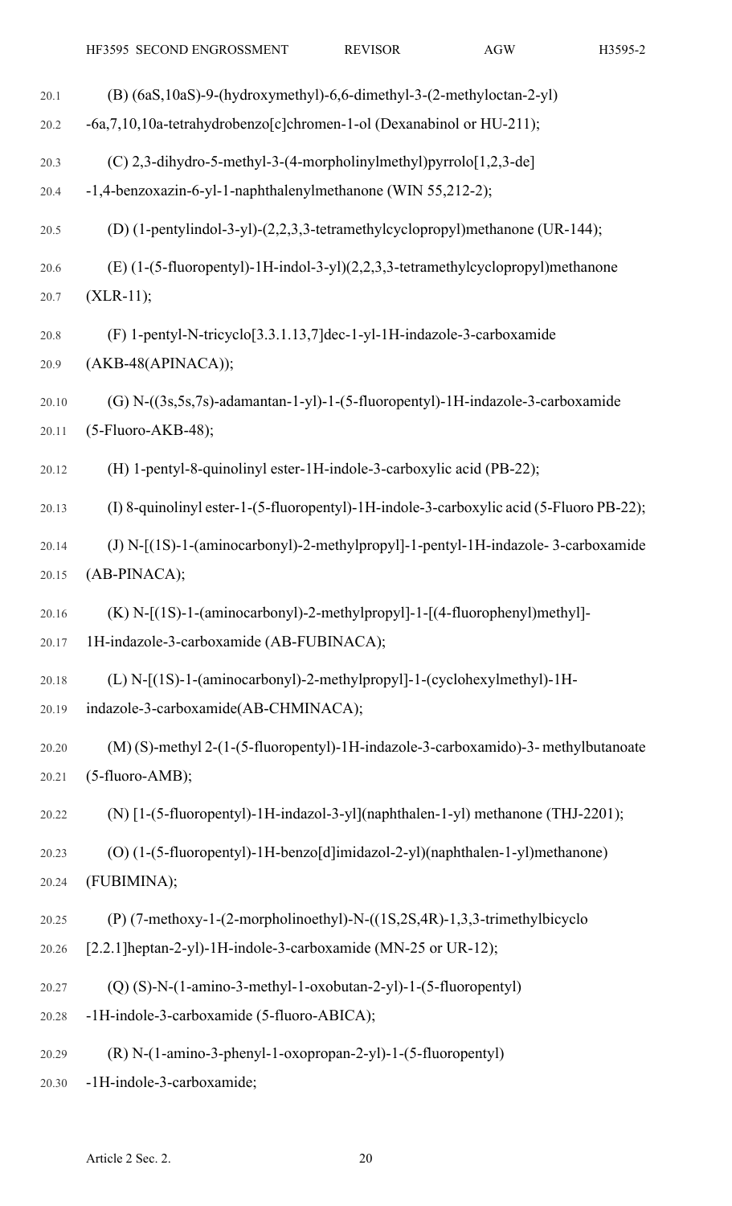(B) (6aS,10aS)-9-(hydroxymethyl)-6,6-dimethyl-3-(2-methyloctan-2-yl)-6a,7,10,10a-tetrahydrobenzo[c]chromen-1-ol (Dexanabinol or HU-211);

(C) 2,3-dihydro-5-methyl-3-(4-morpholinylmethyl)pyrrolo[1,2,3-de]-1,4-benzoxazin-6-yl-1-naphthalenylmethanone (WIN 55,212-2);

(D) (1-pentylindol-3-yl)-(2,2,3,3-tetramethylcyclopropyl)methanone (UR-144);

(E) (1-(5-fluoropentyl)-1H-indol-3-yl)(2,2,3,3-tetramethylcyclopropyl)methanone (XLR-11);

(F) 1-pentyl-N-tricyclo[3.3.1.13,7]dec-1-yl-1H-indazole-3-carboxamide (AKB-48(APINACA));

(G) N-((3s,5s,7s)-adamantan-1-yl)-1-(5-fluoropentyl)-1H-indazole-3-carboxamide (5-Fluoro-AKB-48);

(H) 1-pentyl-8-quinolinyl ester-1H-indole-3-carboxylic acid (PB-22);

(I) 8-quinolinyl ester-1-(5-fluoropentyl)-1H-indole-3-carboxylic acid (5-Fluoro PB-22);

(J) N-[(1S)-1-(aminocarbonyl)-2-methylpropyl]-1-pentyl-1H-indazole- 3-carboxamide (AB-PINACA);

(K) N-[(1S)-1-(aminocarbonyl)-2-methylpropyl]-1-[(4-fluorophenyl)methyl]-1H-indazole-3-carboxamide (AB-FUBINACA);

(L) N-[(1S)-1-(aminocarbonyl)-2-methylpropyl]-1-(cyclohexylmethyl)-1H-indazole-3-carboxamide(AB-CHMINACA);

(M) (S)-methyl 2-(1-(5-fluoropentyl)-1H-indazole-3-carboxamido)-3- methylbutanoate (5-fluoro-AMB);

(N) [1-(5-fluoropentyl)-1H-indazol-3-yl](naphthalen-1-yl) methanone (THJ-2201);

(O) (1-(5-fluoropentyl)-1H-benzo[d]imidazol-2-yl)(naphthalen-1-yl)methanone) (FUBIMINA);

(P) (7-methoxy-1-(2-morpholinoethyl)-N-((1S,2S,4R)-1,3,3-trimethylbicyclo [2.2.1]heptan-2-yl)-1H-indole-3-carboxamide (MN-25 or UR-12);

(Q) (S)-N-(1-amino-3-methyl-1-oxobutan-2-yl)-1-(5-fluoropentyl)-1H-indole-3-carboxamide (5-fluoro-ABICA);

(R) N-(1-amino-3-phenyl-1-oxopropan-2-yl)-1-(5-fluoropentyl)-1H-indole-3-carboxamide;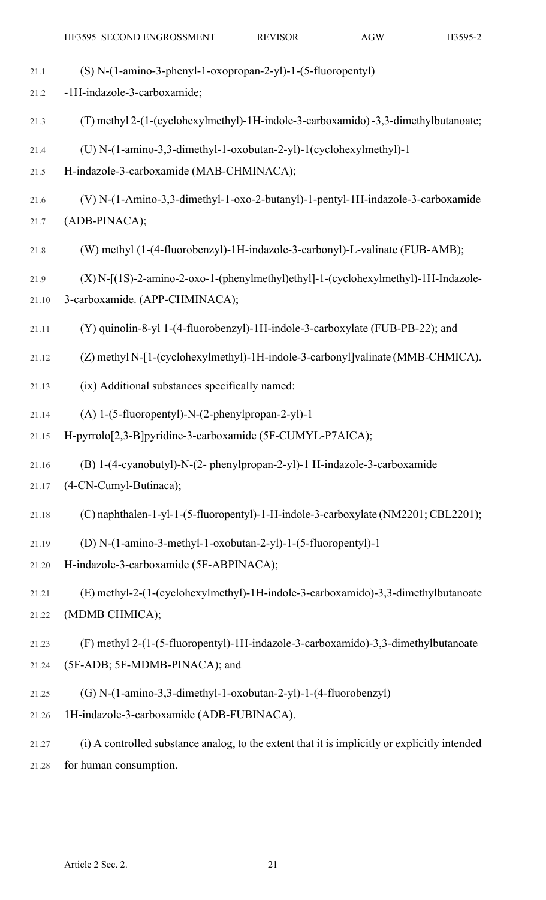(S) N-(1-amino-3-phenyl-1-oxopropan-2-yl)-1-(5-fluoropentyl) -1H-indazole-3-carboxamide;

(T) methyl 2-(1-(cyclohexylmethyl)-1H-indole-3-carboxamido) -3,3-dimethylbutanoate;

(U) N-(1-amino-3,3-dimethyl-1-oxobutan-2-yl)-1(cyclohexylmethyl)-1 H-indazole-3-carboxamide (MAB-CHMINACA);

(V) N-(1-Amino-3,3-dimethyl-1-oxo-2-butanyl)-1-pentyl-1H-indazole-3-carboxamide (ADB-PINACA);

(W) methyl (1-(4-fluorobenzyl)-1H-indazole-3-carbonyl)-L-valinate (FUB-AMB);

(X) N-[(1S)-2-amino-2-oxo-1-(phenylmethyl)ethyl]-1-(cyclohexylmethyl)-1H-Indazole-3-carboxamide. (APP-CHMINACA);

(Y) quinolin-8-yl 1-(4-fluorobenzyl)-1H-indole-3-carboxylate (FUB-PB-22); and

(Z) methyl N-[1-(cyclohexylmethyl)-1H-indole-3-carbonyl]valinate (MMB-CHMICA).

(ix) Additional substances specifically named:

(A) 1-(5-fluoropentyl)-N-(2-phenylpropan-2-yl)-1 H-pyrrolo[2,3-B]pyridine-3-carboxamide (5F-CUMYL-P7AICA);

(B) 1-(4-cyanobutyl)-N-(2- phenylpropan-2-yl)-1 H-indazole-3-carboxamide (4-CN-Cumyl-Butinaca);

(C) naphthalen-1-yl-1-(5-fluoropentyl)-1-H-indole-3-carboxylate (NM2201; CBL2201);

(D) N-(1-amino-3-methyl-1-oxobutan-2-yl)-1-(5-fluoropentyl)-1 H-indazole-3-carboxamide (5F-ABPINACA);

(E) methyl-2-(1-(cyclohexylmethyl)-1H-indole-3-carboxamido)-3,3-dimethylbutanoate (MDMB CHMICA);

(F) methyl 2-(1-(5-fluoropentyl)-1H-indazole-3-carboxamido)-3,3-dimethylbutanoate (5F-ADB; 5F-MDMB-PINACA); and

(G) N-(1-amino-3,3-dimethyl-1-oxobutan-2-yl)-1-(4-fluorobenzyl) 1H-indazole-3-carboxamide (ADB-FUBINACA).

(i) A controlled substance analog, to the extent that it is implicitly or explicitly intended for human consumption.